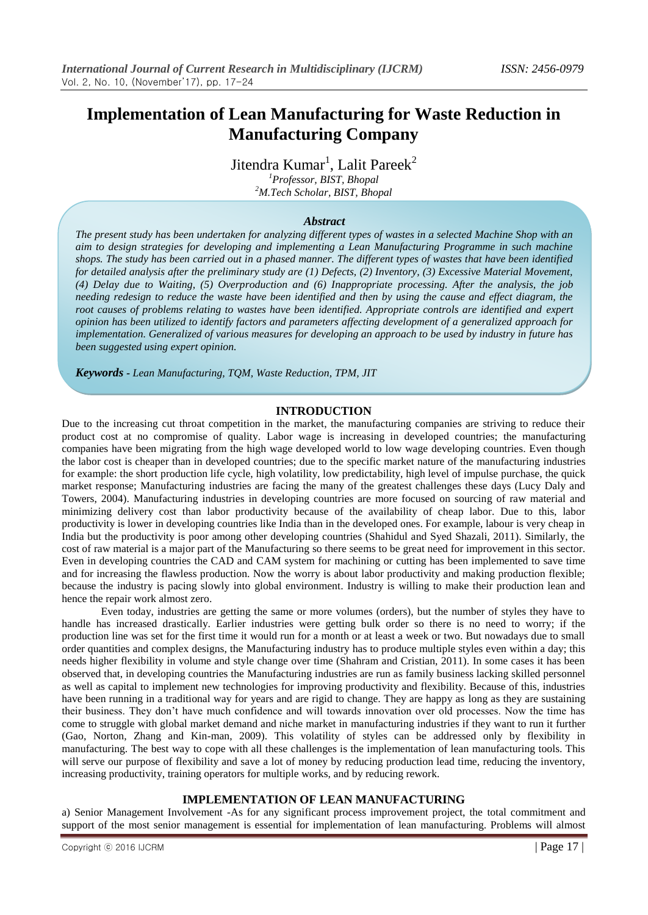# Implementation of Lean Manufacturing for Waste Reduction in Manufacturing Company

Jitendra Kumar[1], Lalit Pareek[2]

[1]*Professor, BIST, Bhopal*
[2]*M.Tech Scholar, BIST, Bhopal*

### *Abstract*

***The present study has been undertaken for analyzing different types of wastes in a selected Machine Shop with an aim to design strategies for developing and implementing a Lean Manufacturing Programme in such machine shops. The study has been carried out in a phased manner. The different types of wastes that have been identified for detailed analysis after the preliminary study are (1) Defects, (2) Inventory, (3) Excessive Material Movement, (4) Delay due to Waiting, (5) Overproduction and (6) Inappropriate processing. After the analysis, the job needing redesign to reduce the waste have been identified and then by using the cause and effect diagram, the root causes of problems relating to wastes have been identified. Appropriate controls are identified and expert opinion has been utilized to identify factors and parameters affecting development of a generalized approach for implementation. Generalized of various measures for developing an approach to be used by industry in future has been suggested using expert opinion.***

***Keywords** - Lean Manufacturing, TQM, Waste Reduction, TPM, JIT*

## INTRODUCTION

Due to the increasing cut throat competition in the market, the manufacturing companies are striving to reduce their product cost at no compromise of quality. Labor wage is increasing in developed countries; the manufacturing companies have been migrating from the high wage developed world to low wage developing countries. Even though the labor cost is cheaper than in developed countries; due to the specific market nature of the manufacturing industries for example: the short production life cycle, high volatility, low predictability, high level of impulse purchase, the quick market response; Manufacturing industries are facing the many of the greatest challenges these days (Lucy Daly and Towers, 2004). Manufacturing industries in developing countries are more focused on sourcing of raw material and minimizing delivery cost than labor productivity because of the availability of cheap labor. Due to this, labor productivity is lower in developing countries like India than in the developed ones. For example, labour is very cheap in India but the productivity is poor among other developing countries (Shahidul and Syed Shazali, 2011). Similarly, the cost of raw material is a major part of the Manufacturing so there seems to be great need for improvement in this sector. Even in developing countries the CAD and CAM system for machining or cutting has been implemented to save time and for increasing the flawless production. Now the worry is about labor productivity and making production flexible; because the industry is pacing slowly into global environment. Industry is willing to make their production lean and hence the repair work almost zero.

Even today, industries are getting the same or more volumes (orders), but the number of styles they have to handle has increased drastically. Earlier industries were getting bulk order so there is no need to worry; if the production line was set for the first time it would run for a month or at least a week or two. But nowadays due to small order quantities and complex designs, the Manufacturing industry has to produce multiple styles even within a day; this needs higher flexibility in volume and style change over time (Shahram and Cristian, 2011). In some cases it has been observed that, in developing countries the Manufacturing industries are run as family business lacking skilled personnel as well as capital to implement new technologies for improving productivity and flexibility. Because of this, industries have been running in a traditional way for years and are rigid to change. They are happy as long as they are sustaining their business. They don't have much confidence and will towards innovation over old processes. Now the time has come to struggle with global market demand and niche market in manufacturing industries if they want to run it further (Gao, Norton, Zhang and Kin-man, 2009). This volatility of styles can be addressed only by flexibility in manufacturing. The best way to cope with all these challenges is the implementation of lean manufacturing tools. This will serve our purpose of flexibility and save a lot of money by reducing production lead time, reducing the inventory, increasing productivity, training operators for multiple works, and by reducing rework.

## IMPLEMENTATION OF LEAN MANUFACTURING

a) Senior Management Involvement -As for any significant process improvement project, the total commitment and support of the most senior management is essential for implementation of lean manufacturing. Problems will almost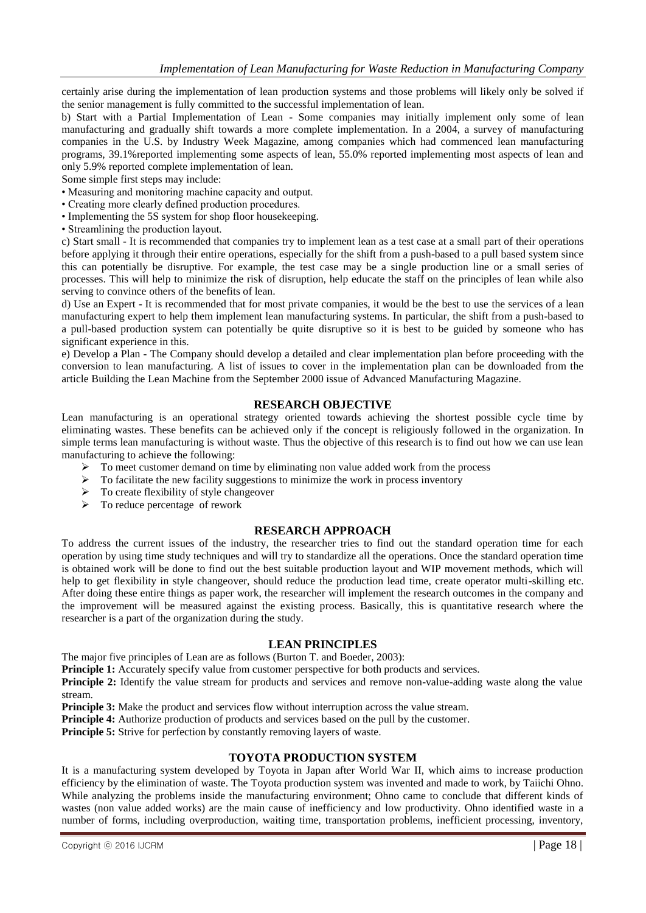certainly arise during the implementation of lean production systems and those problems will likely only be solved if the senior management is fully committed to the successful implementation of lean.

b) Start with a Partial Implementation of Lean - Some companies may initially implement only some of lean manufacturing and gradually shift towards a more complete implementation. In a 2004, a survey of manufacturing companies in the U.S. by Industry Week Magazine, among companies which had commenced lean manufacturing programs, 39.1%reported implementing some aspects of lean, 55.0% reported implementing most aspects of lean and only 5.9% reported complete implementation of lean.

Some simple first steps may include:

- Measuring and monitoring machine capacity and output.
- Creating more clearly defined production procedures.
- Implementing the 5S system for shop floor housekeeping.
- Streamlining the production layout.

c) Start small - It is recommended that companies try to implement lean as a test case at a small part of their operations before applying it through their entire operations, especially for the shift from a push-based to a pull based system since this can potentially be disruptive. For example, the test case may be a single production line or a small series of processes. This will help to minimize the risk of disruption, help educate the staff on the principles of lean while also serving to convince others of the benefits of lean.

d) Use an Expert - It is recommended that for most private companies, it would be the best to use the services of a lean manufacturing expert to help them implement lean manufacturing systems. In particular, the shift from a push-based to a pull-based production system can potentially be quite disruptive so it is best to be guided by someone who has significant experience in this.

e) Develop a Plan - The Company should develop a detailed and clear implementation plan before proceeding with the conversion to lean manufacturing. A list of issues to cover in the implementation plan can be downloaded from the article Building the Lean Machine from the September 2000 issue of Advanced Manufacturing Magazine.

## RESEARCH OBJECTIVE

Lean manufacturing is an operational strategy oriented towards achieving the shortest possible cycle time by eliminating wastes. These benefits can be achieved only if the concept is religiously followed in the organization. In simple terms lean manufacturing is without waste. Thus the objective of this research is to find out how we can use lean manufacturing to achieve the following:

- To meet customer demand on time by eliminating non value added work from the process
- To facilitate the new facility suggestions to minimize the work in process inventory
- To create flexibility of style changeover
- To reduce percentage of rework

## RESEARCH APPROACH

To address the current issues of the industry, the researcher tries to find out the standard operation time for each operation by using time study techniques and will try to standardize all the operations. Once the standard operation time is obtained work will be done to find out the best suitable production layout and WIP movement methods, which will help to get flexibility in style changeover, should reduce the production lead time, create operator multi-skilling etc. After doing these entire things as paper work, the researcher will implement the research outcomes in the company and the improvement will be measured against the existing process. Basically, this is quantitative research where the researcher is a part of the organization during the study.

## LEAN PRINCIPLES

The major five principles of Lean are as follows (Burton T. and Boeder, 2003):

**Principle 1:** Accurately specify value from customer perspective for both products and services.

**Principle 2:** Identify the value stream for products and services and remove non-value-adding waste along the value stream.

**Principle 3:** Make the product and services flow without interruption across the value stream.

**Principle 4:** Authorize production of products and services based on the pull by the customer.

**Principle 5:** Strive for perfection by constantly removing layers of waste.

## TOYOTA PRODUCTION SYSTEM

It is a manufacturing system developed by Toyota in Japan after World War II, which aims to increase production efficiency by the elimination of waste. The Toyota production system was invented and made to work, by Taiichi Ohno. While analyzing the problems inside the manufacturing environment; Ohno came to conclude that different kinds of wastes (non value added works) are the main cause of inefficiency and low productivity. Ohno identified waste in a number of forms, including overproduction, waiting time, transportation problems, inefficient processing, inventory,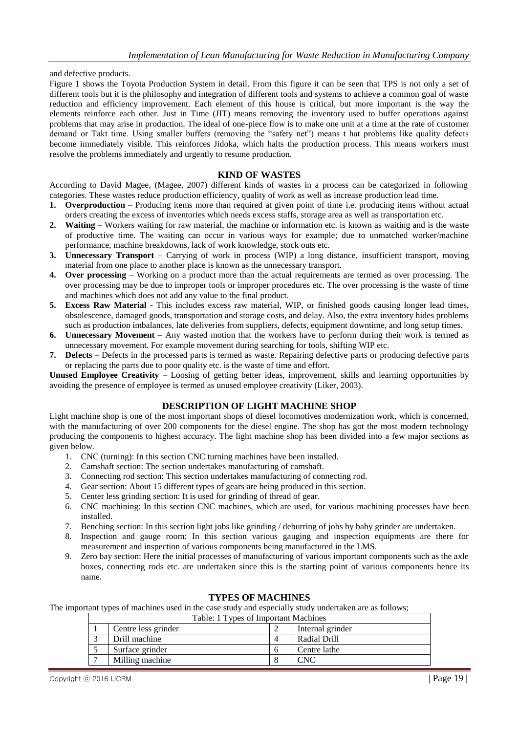and defective products.

Figure 1 shows the Toyota Production System in detail. From this figure it can be seen that TPS is not only a set of different tools but it is the philosophy and integration of different tools and systems to achieve a common goal of waste reduction and efficiency improvement. Each element of this house is critical, but more important is the way the elements reinforce each other. Just in Time (JIT) means removing the inventory used to buffer operations against problems that may arise in production. The ideal of one-piece flow is to make one unit at a time at the rate of customer demand or Takt time. Using smaller buffers (removing the "safety net") means t hat problems like quality defects become immediately visible. This reinforces Jidoka, which halts the production process. This means workers must resolve the problems immediately and urgently to resume production.

## KIND OF WASTES

According to David Magee, (Magee, 2007) different kinds of wastes in a process can be categorized in following categories. These wastes reduce production efficiency, quality of work as well as increase production lead time.

1. **Overproduction** – Producing items more than required at given point of time i.e. producing items without actual orders creating the excess of inventories which needs excess staffs, storage area as well as transportation etc.
2. **Waiting** – Workers waiting for raw material, the machine or information etc. is known as waiting and is the waste of productive time. The waiting can occur in various ways for example; due to unmatched worker/machine performance, machine breakdowns, lack of work knowledge, stock outs etc.
3. **Unnecessary Transport** – Carrying of work in process (WIP) a long distance, insufficient transport, moving material from one place to another place is known as the unnecessary transport.
4. **Over processing** – Working on a product more than the actual requirements are termed as over processing. The over processing may be due to improper tools or improper procedures etc. The over processing is the waste of time and machines which does not add any value to the final product.
5. **Excess Raw Material -** This includes excess raw material, WIP, or finished goods causing longer lead times, obsolescence, damaged goods, transportation and storage costs, and delay. Also, the extra inventory hides problems such as production imbalances, late deliveries from suppliers, defects, equipment downtime, and long setup times.
6. **Unnecessary Movement –** Any wasted motion that the workers have to perform during their work is termed as unnecessary movement. For example movement during searching for tools, shifting WIP etc.
7. **Defects** – Defects in the processed parts is termed as waste. Repairing defective parts or producing defective parts or replacing the parts due to poor quality etc. is the waste of time and effort.

**Unused Employee Creativity** – Loosing of getting better ideas, improvement, skills and learning opportunities by avoiding the presence of employee is termed as unused employee creativity (Liker, 2003).

## DESCRIPTION OF LIGHT MACHINE SHOP

Light machine shop is one of the most important shops of diesel locomotives modernization work, which is concerned, with the manufacturing of over 200 components for the diesel engine. The shop has got the most modern technology producing the components to highest accuracy. The light machine shop has been divided into a few major sections as given below.

1. CNC (turning): In this section CNC turning machines have been installed.
2. Camshaft section: The section undertakes manufacturing of camshaft.
3. Connecting rod section: This section undertakes manufacturing of connecting rod.
4. Gear section: About 15 different types of gears are being produced in this section.
5. Center less grinding section: It is used for grinding of thread of gear.
6. CNC machining: In this section CNC machines, which are used, for various machining processes have been installed.
7. Benching section: In this section light jobs like grinding / deburring of jobs by baby grinder are undertaken.
8. Inspection and gauge room: In this section various gauging and inspection equipments are there for measurement and inspection of various components being manufactured in the LMS.
9. Zero bay section: Here the initial processes of manufacturing of various important components such as the axle boxes, connecting rods etc. are undertaken since this is the starting point of various components hence its name.

## TYPES OF MACHINES

The important types of machines used in the case study and especially study undertaken are as follows;

Table: 1 Types of Important Machines

| | | | |
|---|---|---|---|
| 1 | Centre less grinder | 2 | Internal grinder |
| 3 | Drill machine | 4 | Radial Drill |
| 5 | Surface grinder | 6 | Centre lathe |
| 7 | Milling machine | 8 | CNC |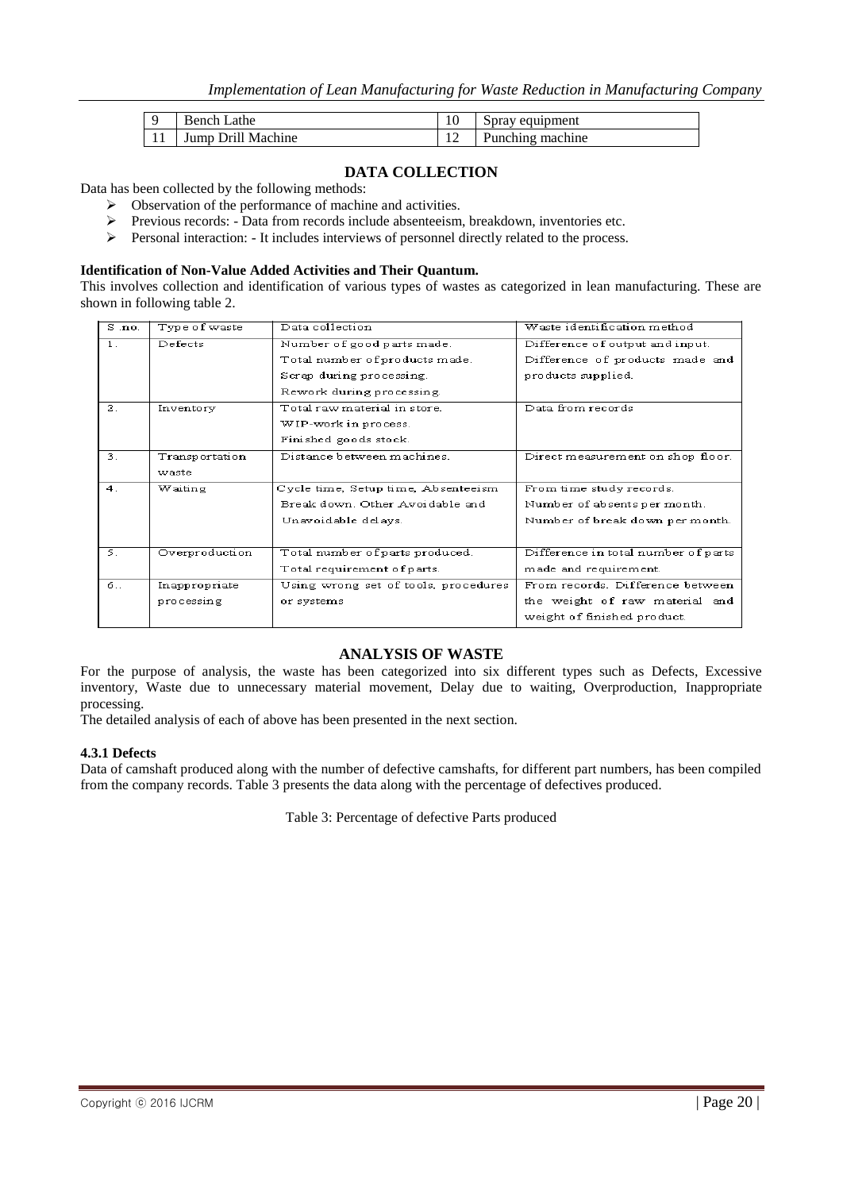| 9 | Bench Lathe | 10 | Spray equipment |
|---|---|---|---|
| 11 | Jump Drill Machine | 12 | Punching machine |

## DATA COLLECTION

Data has been collected by the following methods:

- Observation of the performance of machine and activities.
- Previous records: - Data from records include absenteeism, breakdown, inventories etc.
- Personal interaction: - It includes interviews of personnel directly related to the process.

**Identification of Non-Value Added Activities and Their Quantum.**

This involves collection and identification of various types of wastes as categorized in lean manufacturing. These are shown in following table 2.

| S .no. | Type of waste | Data collection | Waste identification method |
|---|---|---|---|
| 1. | Defects | Number of good parts made.<br>Total number of products made.<br>Scrap during processing.<br>Rework during processing. | Difference of output and input.<br>Difference of products made and products supplied. |
| 2. | Inventory | Total raw material in store.<br>WIP-work in process.<br>Finished goods stock. | Data from records |
| 3. | Transportation waste | Distance between machines. | Direct measurement on shop floor. |
| 4. | Waiting | Cycle time, Setup time, Absenteeism Break down. Other Avoidable and Unavoidable delays. | From time study records.<br>Number of absents per month.<br>Number of break down per month. |
| 5. | Overproduction | Total number of parts produced.<br>Total requirement of parts. | Difference in total number of parts made and requirement. |
| 6.. | Inappropriate processing | Using wrong set of tools, procedures or systems | From records. Difference between the weight of raw material and weight of finished product. |

## ANALYSIS OF WASTE

For the purpose of analysis, the waste has been categorized into six different types such as Defects, Excessive inventory, Waste due to unnecessary material movement, Delay due to waiting, Overproduction, Inappropriate processing.

The detailed analysis of each of above has been presented in the next section.

**4.3.1 Defects**

Data of camshaft produced along with the number of defective camshafts, for different part numbers, has been compiled from the company records. Table 3 presents the data along with the percentage of defectives produced.

Table 3: Percentage of defective Parts produced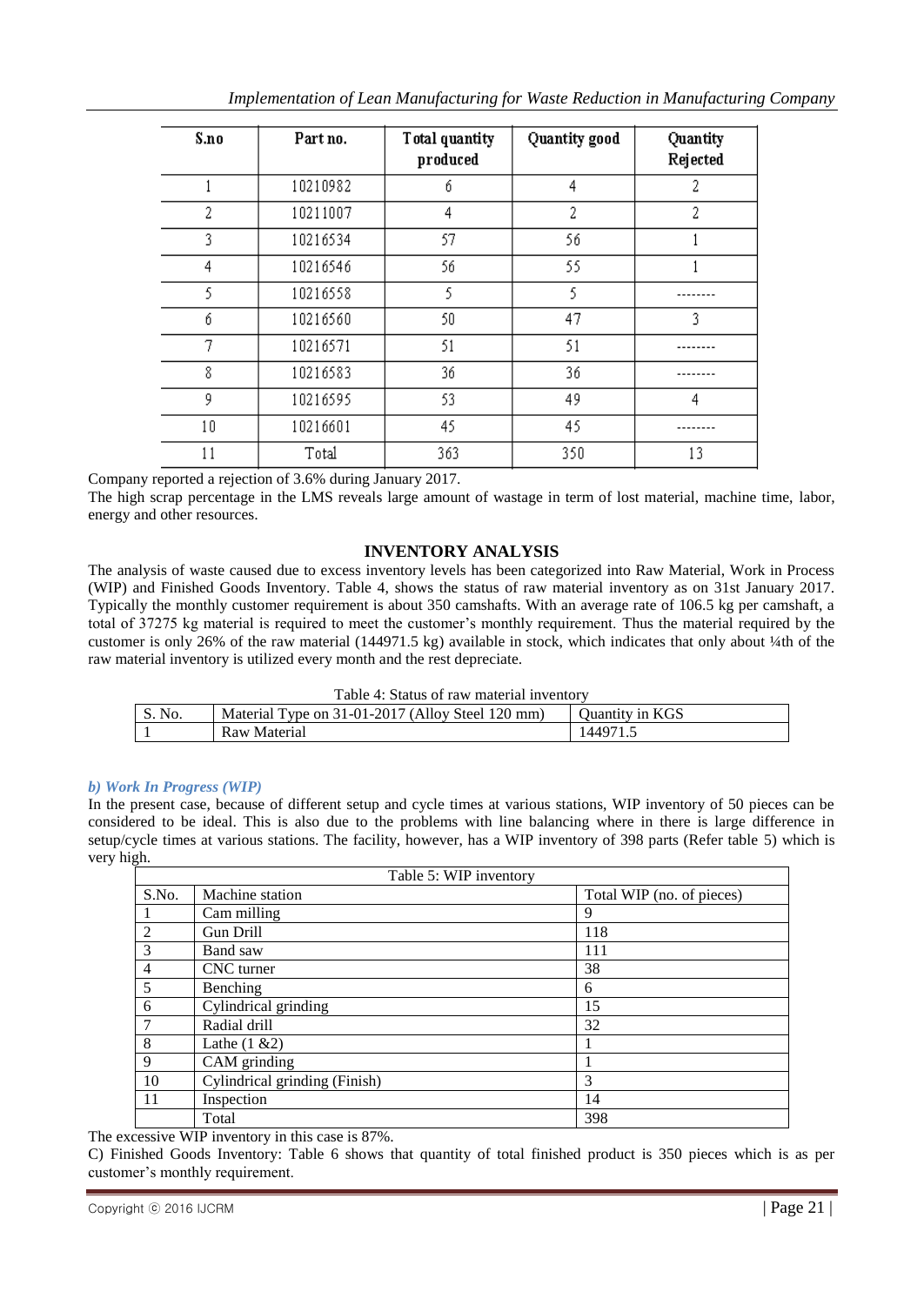| S.no | Part no. | Total quantity produced | Quantity good | Quantity Rejected |
|---|---|---|---|---|
| 1 | 10210982 | 6 | 4 | 2 |
| 2 | 10211007 | 4 | 2 | 2 |
| 3 | 10216534 | 57 | 56 | 1 |
| 4 | 10216546 | 56 | 55 | 1 |
| 5 | 10216558 | 5 | 5 | -------- |
| 6 | 10216560 | 50 | 47 | 3 |
| 7 | 10216571 | 51 | 51 | -------- |
| 8 | 10216583 | 36 | 36 | -------- |
| 9 | 10216595 | 53 | 49 | 4 |
| 10 | 10216601 | 45 | 45 | -------- |
| 11 | Total | 363 | 350 | 13 |

Company reported a rejection of 3.6% during January 2017.

The high scrap percentage in the LMS reveals large amount of wastage in term of lost material, machine time, labor, energy and other resources.

## INVENTORY ANALYSIS

The analysis of waste caused due to excess inventory levels has been categorized into Raw Material, Work in Process (WIP) and Finished Goods Inventory. Table 4, shows the status of raw material inventory as on 31st January 2017. Typically the monthly customer requirement is about 350 camshafts. With an average rate of 106.5 kg per camshaft, a total of 37275 kg material is required to meet the customer's monthly requirement. Thus the material required by the customer is only 26% of the raw material (144971.5 kg) available in stock, which indicates that only about ¼th of the raw material inventory is utilized every month and the rest depreciate.

Table 4: Status of raw material inventory

| S. No. | Material Type on 31-01-2017 (Alloy Steel 120 mm) | Quantity in KGS |
|---|---|---|
| 1 | Raw Material | 144971.5 |

### *b) Work In Progress (WIP)*

In the present case, because of different setup and cycle times at various stations, WIP inventory of 50 pieces can be considered to be ideal. This is also due to the problems with line balancing where in there is large difference in setup/cycle times at various stations. The facility, however, has a WIP inventory of 398 parts (Refer table 5) which is very high.

Table 5: WIP inventory

| S.No. | Machine station | Total WIP (no. of pieces) |
|---|---|---|
| 1 | Cam milling | 9 |
| 2 | Gun Drill | 118 |
| 3 | Band saw | 111 |
| 4 | CNC turner | 38 |
| 5 | Benching | 6 |
| 6 | Cylindrical grinding | 15 |
| 7 | Radial drill | 32 |
| 8 | Lathe (1 &2) | 1 |
| 9 | CAM grinding | 1 |
| 10 | Cylindrical grinding (Finish) | 3 |
| 11 | Inspection | 14 |
| | Total | 398 |

The excessive WIP inventory in this case is 87%.

C) Finished Goods Inventory: Table 6 shows that quantity of total finished product is 350 pieces which is as per customer's monthly requirement.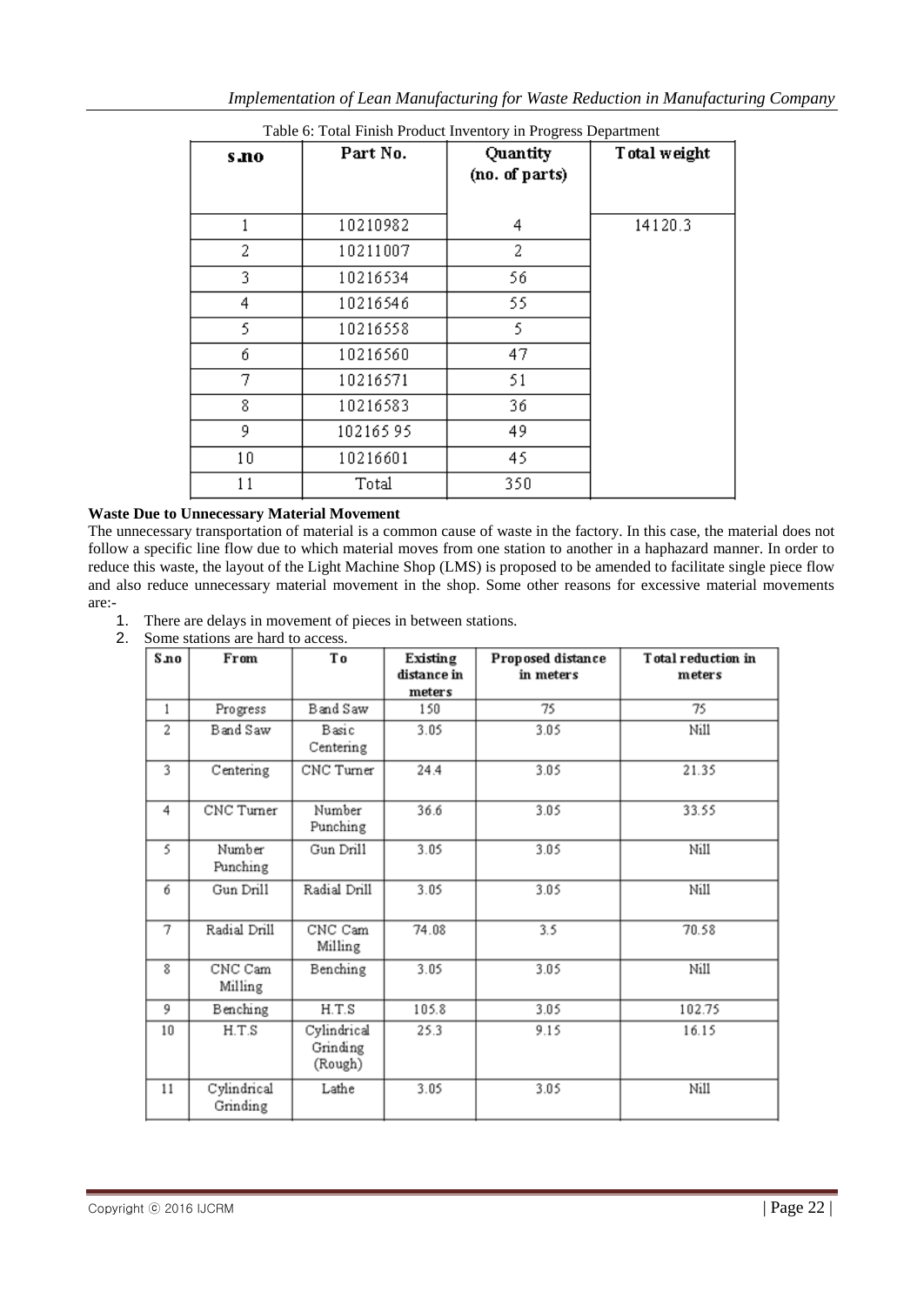Table 6: Total Finish Product Inventory in Progress Department

| s.no | Part No. | Quantity (no. of parts) | Total weight |
|---|---|---|---|
| 1 | 10210982 | 4 | 14120.3 |
| 2 | 10211007 | 2 | |
| 3 | 10216534 | 56 | |
| 4 | 10216546 | 55 | |
| 5 | 10216558 | 5 | |
| 6 | 10216560 | 47 | |
| 7 | 10216571 | 51 | |
| 8 | 10216583 | 36 | |
| 9 | 102165 95 | 49 | |
| 10 | 10216601 | 45 | |
| 11 | Total | 350 | |

**Waste Due to Unnecessary Material Movement**

The unnecessary transportation of material is a common cause of waste in the factory. In this case, the material does not follow a specific line flow due to which material moves from one station to another in a haphazard manner. In order to reduce this waste, the layout of the Light Machine Shop (LMS) is proposed to be amended to facilitate single piece flow and also reduce unnecessary material movement in the shop. Some other reasons for excessive material movements are:-

1. There are delays in movement of pieces in between stations.
2. Some stations are hard to access.

| S.no | From | To | Existing distance in meters | Proposed distance in meters | Total reduction in meters |
|---|---|---|---|---|---|
| 1 | Progress | Band Saw | 150 | 75 | 75 |
| 2 | Band Saw | Basic Centering | 3.05 | 3.05 | Nill |
| 3 | Centering | CNC Turner | 24.4 | 3.05 | 21.35 |
| 4 | CNC Turner | Number Punching | 36.6 | 3.05 | 33.55 |
| 5 | Number Punching | Gun Drill | 3.05 | 3.05 | Nill |
| 6 | Gun Drill | Radial Drill | 3.05 | 3.05 | Nill |
| 7 | Radial Drill | CNC Cam Milling | 74.08 | 3.5 | 70.58 |
| 8 | CNC Cam Milling | Benching | 3.05 | 3.05 | Nill |
| 9 | Benching | H.T.S | 105.8 | 3.05 | 102.75 |
| 10 | H.T.S | Cylindrical Grinding (Rough) | 25.3 | 9.15 | 16.15 |
| 11 | Cylindrical Grinding | Lathe | 3.05 | 3.05 | Nill |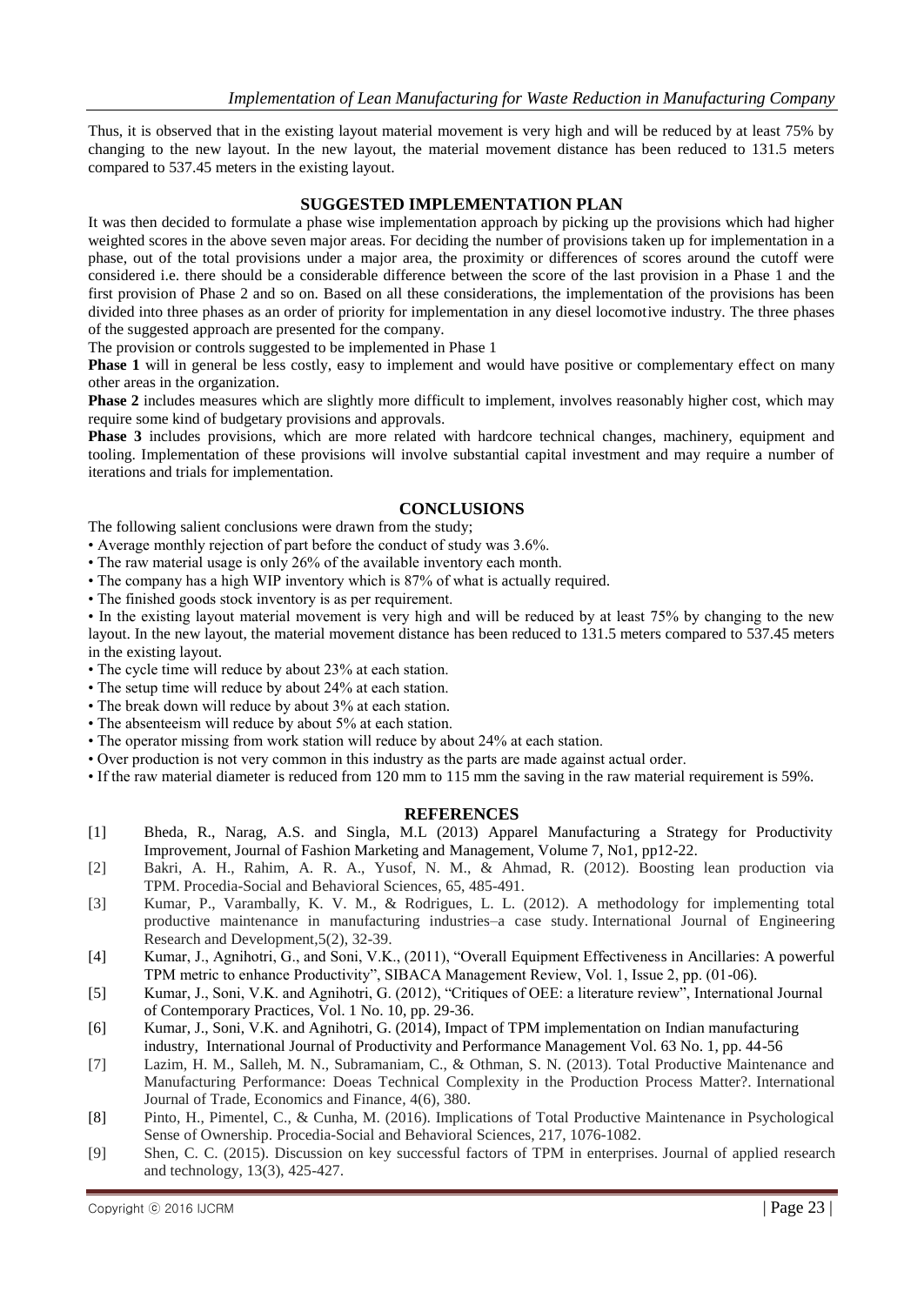Thus, it is observed that in the existing layout material movement is very high and will be reduced by at least 75% by changing to the new layout. In the new layout, the material movement distance has been reduced to 131.5 meters compared to 537.45 meters in the existing layout.

## SUGGESTED IMPLEMENTATION PLAN

It was then decided to formulate a phase wise implementation approach by picking up the provisions which had higher weighted scores in the above seven major areas. For deciding the number of provisions taken up for implementation in a phase, out of the total provisions under a major area, the proximity or differences of scores around the cutoff were considered i.e. there should be a considerable difference between the score of the last provision in a Phase 1 and the first provision of Phase 2 and so on. Based on all these considerations, the implementation of the provisions has been divided into three phases as an order of priority for implementation in any diesel locomotive industry. The three phases of the suggested approach are presented for the company.

The provision or controls suggested to be implemented in Phase 1

**Phase 1** will in general be less costly, easy to implement and would have positive or complementary effect on many other areas in the organization.

**Phase 2** includes measures which are slightly more difficult to implement, involves reasonably higher cost, which may require some kind of budgetary provisions and approvals.

**Phase 3** includes provisions, which are more related with hardcore technical changes, machinery, equipment and tooling. Implementation of these provisions will involve substantial capital investment and may require a number of iterations and trials for implementation.

## CONCLUSIONS

The following salient conclusions were drawn from the study;

- Average monthly rejection of part before the conduct of study was 3.6%.
- The raw material usage is only 26% of the available inventory each month.
- The company has a high WIP inventory which is 87% of what is actually required.
- The finished goods stock inventory is as per requirement.
- In the existing layout material movement is very high and will be reduced by at least 75% by changing to the new layout. In the new layout, the material movement distance has been reduced to 131.5 meters compared to 537.45 meters in the existing layout.
- The cycle time will reduce by about 23% at each station.
- The setup time will reduce by about 24% at each station.
- The break down will reduce by about 3% at each station.
- The absenteeism will reduce by about 5% at each station.
- The operator missing from work station will reduce by about 24% at each station.
- Over production is not very common in this industry as the parts are made against actual order.
- If the raw material diameter is reduced from 120 mm to 115 mm the saving in the raw material requirement is 59%.

## REFERENCES

[1] Bheda, R., Narag, A.S. and Singla, M.L (2013) Apparel Manufacturing a Strategy for Productivity Improvement, Journal of Fashion Marketing and Management, Volume 7, No1, pp12-22.

[2] Bakri, A. H., Rahim, A. R. A., Yusof, N. M., & Ahmad, R. (2012). Boosting lean production via TPM. Procedia-Social and Behavioral Sciences, 65, 485-491.

[3] Kumar, P., Varambally, K. V. M., & Rodrigues, L. L. (2012). A methodology for implementing total productive maintenance in manufacturing industries–a case study. International Journal of Engineering Research and Development,5(2), 32-39.

[4] Kumar, J., Agnihotri, G., and Soni, V.K., (2011), "Overall Equipment Effectiveness in Ancillaries: A powerful TPM metric to enhance Productivity", SIBACA Management Review, Vol. 1, Issue 2, pp. (01-06).

[5] Kumar, J., Soni, V.K. and Agnihotri, G. (2012), "Critiques of OEE: a literature review", International Journal of Contemporary Practices, Vol. 1 No. 10, pp. 29-36.

[6] Kumar, J., Soni, V.K. and Agnihotri, G. (2014), Impact of TPM implementation on Indian manufacturing industry, International Journal of Productivity and Performance Management Vol. 63 No. 1, pp. 44-56

[7] Lazim, H. M., Salleh, M. N., Subramaniam, C., & Othman, S. N. (2013). Total Productive Maintenance and Manufacturing Performance: Doeas Technical Complexity in the Production Process Matter?. International Journal of Trade, Economics and Finance, 4(6), 380.

[8] Pinto, H., Pimentel, C., & Cunha, M. (2016). Implications of Total Productive Maintenance in Psychological Sense of Ownership. Procedia-Social and Behavioral Sciences, 217, 1076-1082.

[9] Shen, C. C. (2015). Discussion on key successful factors of TPM in enterprises. Journal of applied research and technology, 13(3), 425-427.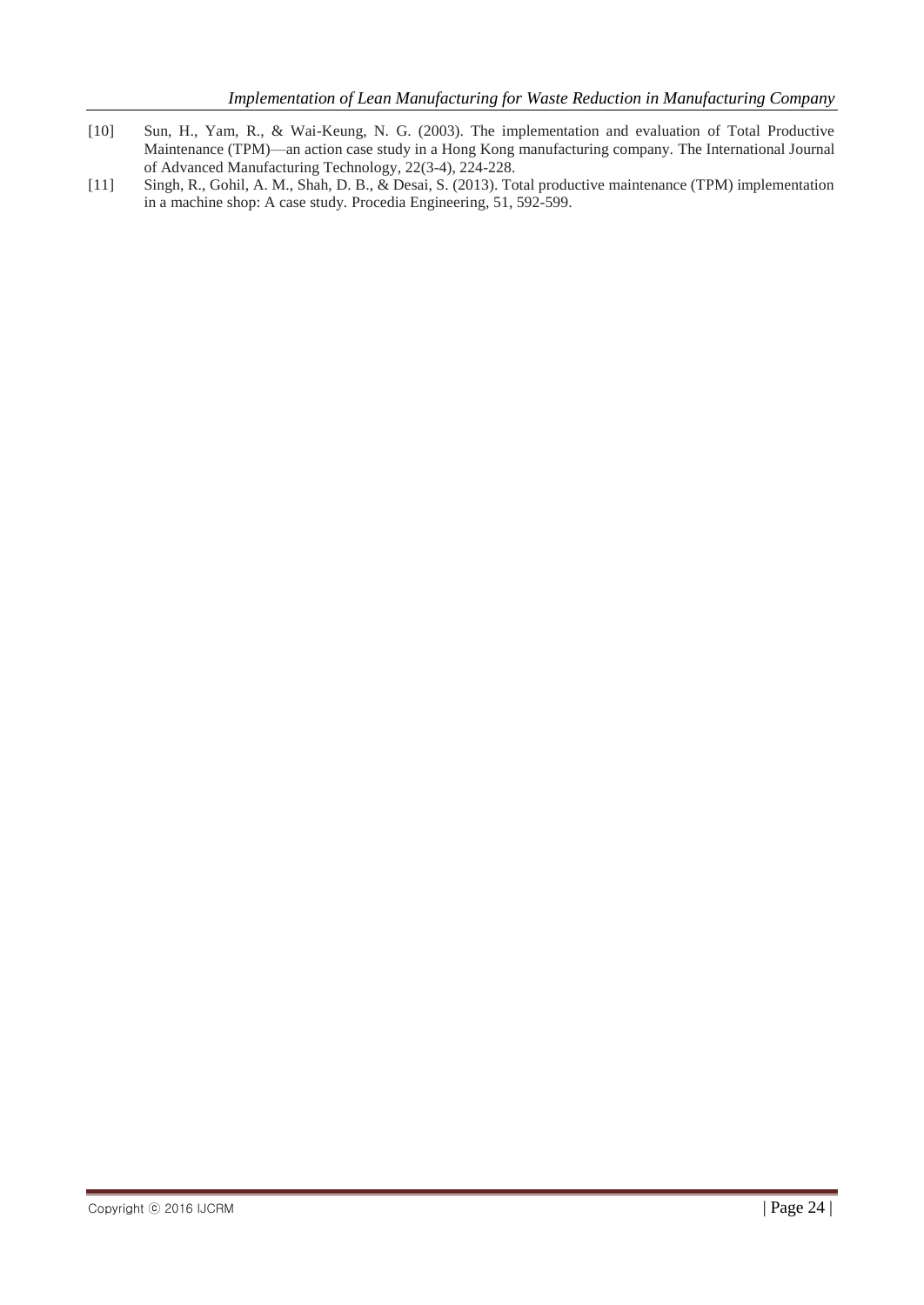[10] Sun, H., Yam, R., & Wai-Keung, N. G. (2003). The implementation and evaluation of Total Productive Maintenance (TPM)—an action case study in a Hong Kong manufacturing company. The International Journal of Advanced Manufacturing Technology, 22(3-4), 224-228.

[11] Singh, R., Gohil, A. M., Shah, D. B., & Desai, S. (2013). Total productive maintenance (TPM) implementation in a machine shop: A case study. Procedia Engineering, 51, 592-599.